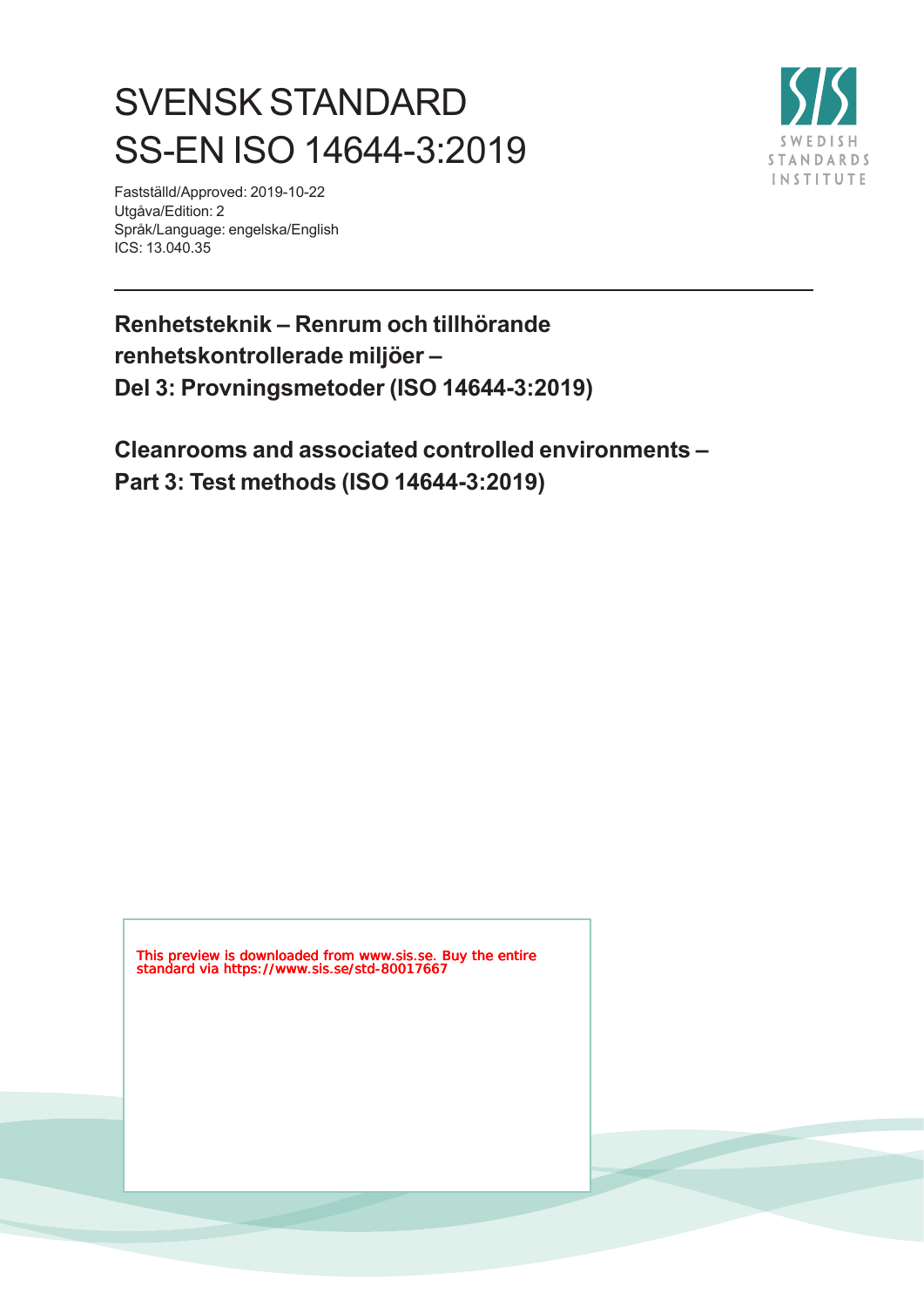# SVENSK STANDARD
# SS-EN ISO 14644-3:2019

Fastställd/Approved: 2019-10-22
Utgåva/Edition: 2
Språk/Language: engelska/English
ICS: 13.040.35

**Renhetsteknik – Renrum och tillhörande renhetskontrollerade miljöer – Del 3: Provningsmetoder (ISO 14644-3:2019)**

**Cleanrooms and associated controlled environments – Part 3: Test methods (ISO 14644-3:2019)**

This preview is downloaded from www.sis.se. Buy the entire standard via https://www.sis.se/std-80017667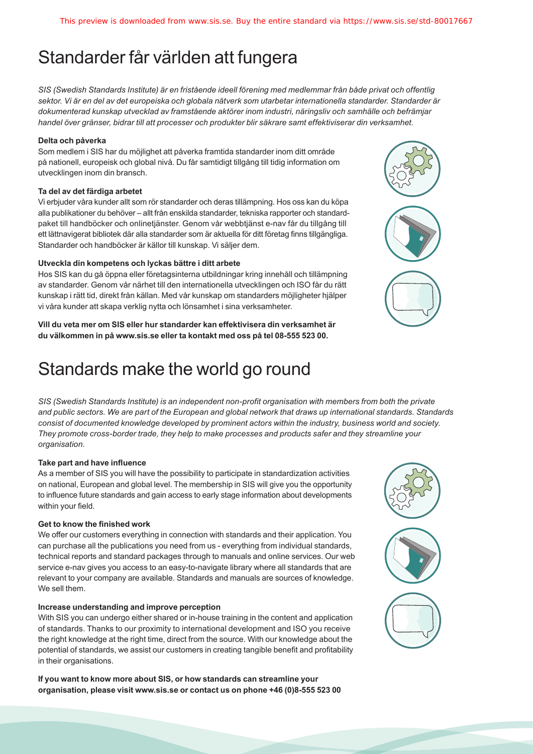# Standarder får världen att fungera

*SIS (Swedish Standards Institute) är en fristående ideell förening med medlemmar från både privat och offentlig sektor. Vi är en del av det europeiska och globala nätverk som utarbetar internationella standarder. Standarder är dokumenterad kunskap utvecklad av framstående aktörer inom industri, näringsliv och samhälle och befrämjar handel över gränser, bidrar till att processer och produkter blir säkrare samt effektiviserar din verksamhet.*

**Delta och påverka**

Som medlem i SIS har du möjlighet att påverka framtida standarder inom ditt område på nationell, europeisk och global nivå. Du får samtidigt tillgång till tidig information om utvecklingen inom din bransch.

**Ta del av det färdiga arbetet**

Vi erbjuder våra kunder allt som rör standarder och deras tillämpning. Hos oss kan du köpa alla publikationer du behöver – allt från enskilda standarder, tekniska rapporter och standardpaket till handböcker och onlinetjänster. Genom vår webbtjänst e-nav får du tillgång till ett lättnavigerat bibliotek där alla standarder som är aktuella för ditt företag finns tillgängliga. Standarder och handböcker är källor till kunskap. Vi säljer dem.

**Utveckla din kompetens och lyckas bättre i ditt arbete**

Hos SIS kan du gå öppna eller företagsinterna utbildningar kring innehåll och tillämpning av standarder. Genom vår närhet till den internationella utvecklingen och ISO får du rätt kunskap i rätt tid, direkt från källan. Med vår kunskap om standarders möjligheter hjälper vi våra kunder att skapa verklig nytta och lönsamhet i sina verksamheter.

**Vill du veta mer om SIS eller hur standarder kan effektivisera din verksamhet är du välkommen in på www.sis.se eller ta kontakt med oss på tel 08-555 523 00.**

# Standards make the world go round

*SIS (Swedish Standards Institute) is an independent non-profit organisation with members from both the private and public sectors. We are part of the European and global network that draws up international standards. Standards consist of documented knowledge developed by prominent actors within the industry, business world and society. They promote cross-border trade, they help to make processes and products safer and they streamline your organisation.*

**Take part and have influence**

As a member of SIS you will have the possibility to participate in standardization activities on national, European and global level. The membership in SIS will give you the opportunity to influence future standards and gain access to early stage information about developments within your field.

**Get to know the finished work**

We offer our customers everything in connection with standards and their application. You can purchase all the publications you need from us - everything from individual standards, technical reports and standard packages through to manuals and online services. Our web service e-nav gives you access to an easy-to-navigate library where all standards that are relevant to your company are available. Standards and manuals are sources of knowledge. We sell them.

**Increase understanding and improve perception**

With SIS you can undergo either shared or in-house training in the content and application of standards. Thanks to our proximity to international development and ISO you receive the right knowledge at the right time, direct from the source. With our knowledge about the potential of standards, we assist our customers in creating tangible benefit and profitability in their organisations.

**If you want to know more about SIS, or how standards can streamline your organisation, please visit www.sis.se or contact us on phone +46 (0)8-555 523 00**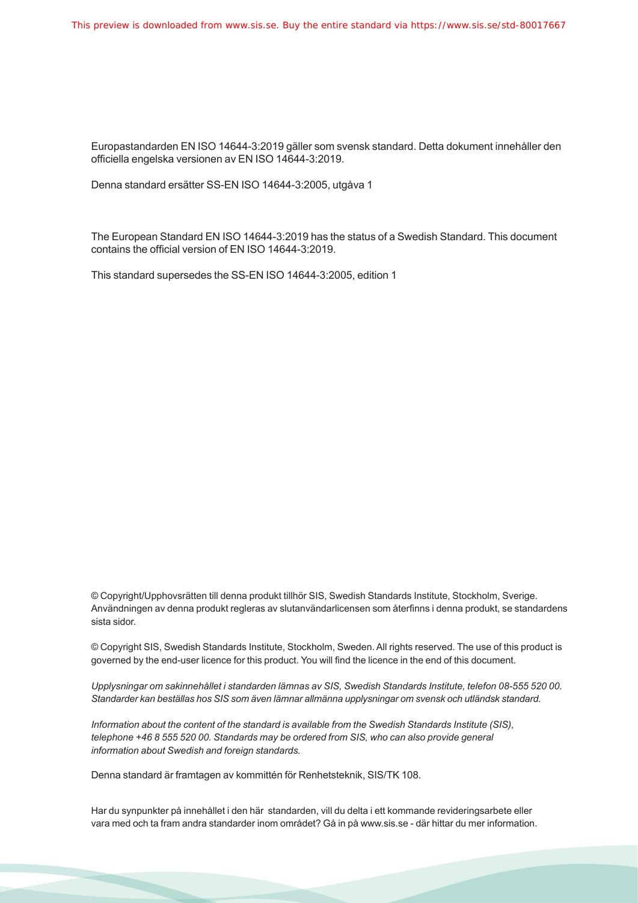Europastandarden EN ISO 14644-3:2019 gäller som svensk standard. Detta dokument innehåller den officiella engelska versionen av EN ISO 14644-3:2019.

Denna standard ersätter SS-EN ISO 14644-3:2005, utgåva 1

The European Standard EN ISO 14644-3:2019 has the status of a Swedish Standard. This document contains the official version of EN ISO 14644-3:2019.

This standard supersedes the SS-EN ISO 14644-3:2005, edition 1

© Copyright/Upphovsrätten till denna produkt tillhör SIS, Swedish Standards Institute, Stockholm, Sverige. Användningen av denna produkt regleras av slutanvändarlicensen som återfinns i denna produkt, se standardens sista sidor.

© Copyright SIS, Swedish Standards Institute, Stockholm, Sweden. All rights reserved. The use of this product is governed by the end-user licence for this product. You will find the licence in the end of this document.

*Upplysningar om sakinnehållet i standarden lämnas av SIS, Swedish Standards Institute, telefon 08-555 520 00. Standarder kan beställas hos SIS som även lämnar allmänna upplysningar om svensk och utländsk standard.*

*Information about the content of the standard is available from the Swedish Standards Institute (SIS), telephone +46 8 555 520 00. Standards may be ordered from SIS, who can also provide general information about Swedish and foreign standards.*

Denna standard är framtagen av kommittén för Renhetsteknik, SIS/TK 108.

Har du synpunkter på innehållet i den här standarden, vill du delta i ett kommande revideringsarbete eller vara med och ta fram andra standarder inom området? Gå in på www.sis.se - där hittar du mer information.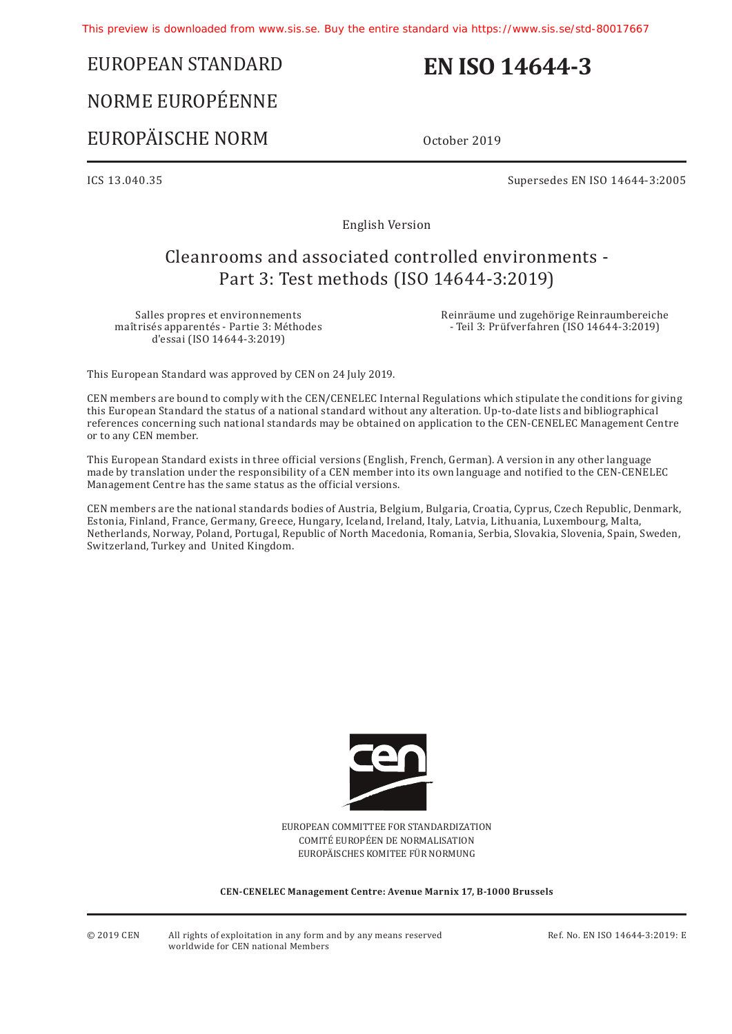This preview is downloaded from www.sis.se. Buy the entire standard via https://www.sis.se/std-80017667

# EUROPEAN STANDARD

# NORME EUROPÉENNE

# EUROPÄISCHE NORM

# EN ISO 14644-3

October 2019

ICS 13.040.35

Supersedes EN ISO 14644-3:2005

English Version

## Cleanrooms and associated controlled environments - Part 3: Test methods (ISO 14644-3:2019)

Salles propres et environnements maîtrisés apparentés - Partie 3: Méthodes d'essai (ISO 14644-3:2019)

Reinräume und zugehörige Reinraumbereiche - Teil 3: Prüfverfahren (ISO 14644-3:2019)

This European Standard was approved by CEN on 24 July 2019.

CEN members are bound to comply with the CEN/CENELEC Internal Regulations which stipulate the conditions for giving this European Standard the status of a national standard without any alteration. Up-to-date lists and bibliographical references concerning such national standards may be obtained on application to the CEN-CENELEC Management Centre or to any CEN member.

This European Standard exists in three official versions (English, French, German). A version in any other language made by translation under the responsibility of a CEN member into its own language and notified to the CEN-CENELEC Management Centre has the same status as the official versions.

CEN members are the national standards bodies of Austria, Belgium, Bulgaria, Croatia, Cyprus, Czech Republic, Denmark, Estonia, Finland, France, Germany, Greece, Hungary, Iceland, Ireland, Italy, Latvia, Lithuania, Luxembourg, Malta, Netherlands, Norway, Poland, Portugal, Republic of North Macedonia, Romania, Serbia, Slovakia, Slovenia, Spain, Sweden, Switzerland, Turkey and United Kingdom.

EUROPEAN COMMITTEE FOR STANDARDIZATION
COMITÉ EUROPÉEN DE NORMALISATION
EUROPÄISCHES KOMITEE FÜR NORMUNG

**CEN-CENELEC Management Centre: Avenue Marnix 17, B-1000 Brussels**

© 2019 CEN — All rights of exploitation in any form and by any means reserved worldwide for CEN national Members

Ref. No. EN ISO 14644-3:2019: E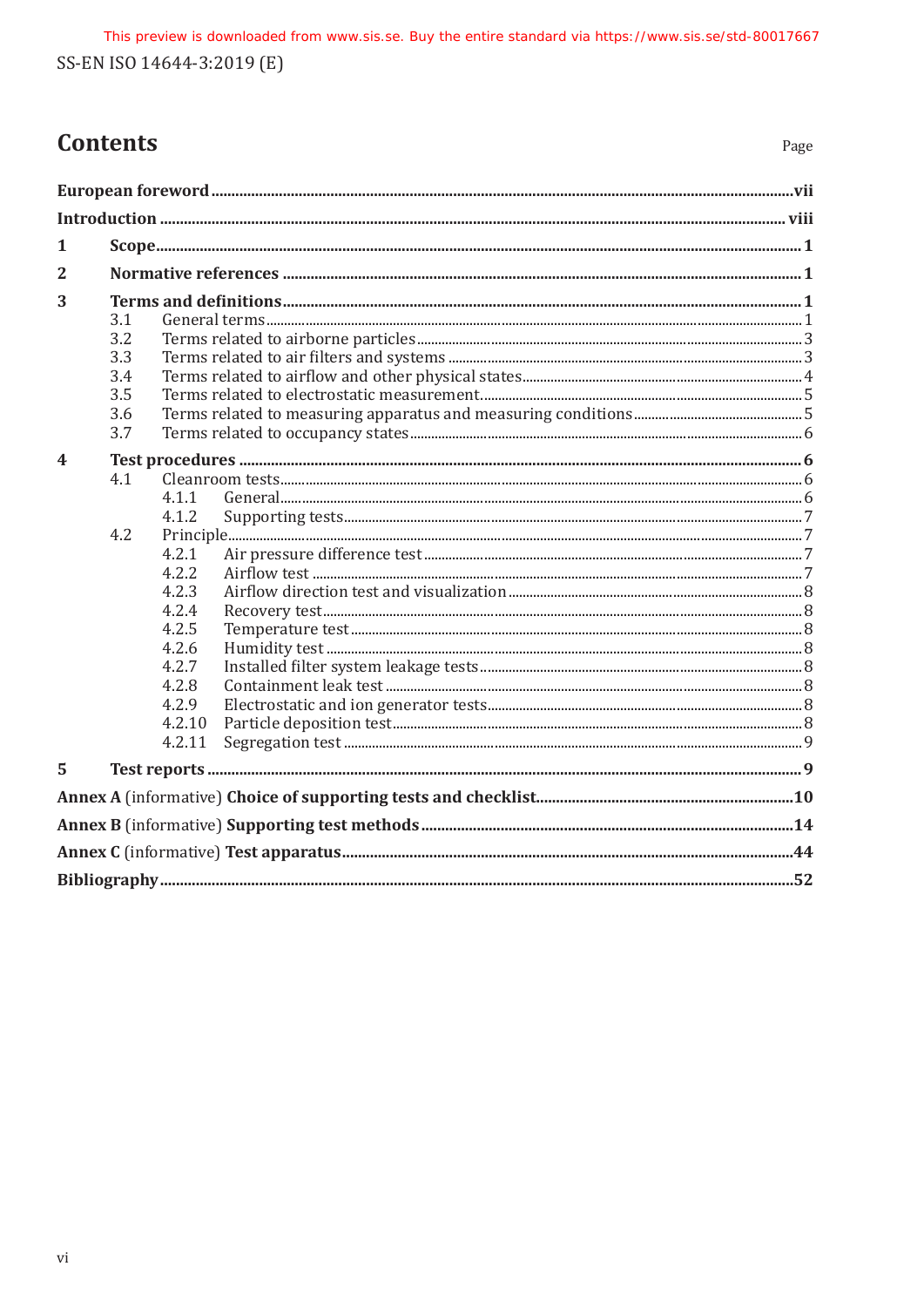# Contents

| | | Page |
|---|---|---|
| **European foreword** | | **vii** |
| **Introduction** | | **viii** |
| **1** | **Scope** | **1** |
| **2** | **Normative references** | **1** |
| **3** | **Terms and definitions** | **1** |
| | 3.1 General terms | 1 |
| | 3.2 Terms related to airborne particles | 3 |
| | 3.3 Terms related to air filters and systems | 3 |
| | 3.4 Terms related to airflow and other physical states | 4 |
| | 3.5 Terms related to electrostatic measurement | 5 |
| | 3.6 Terms related to measuring apparatus and measuring conditions | 5 |
| | 3.7 Terms related to occupancy states | 6 |
| **4** | **Test procedures** | **6** |
| | 4.1 Cleanroom tests | 6 |
| | 4.1.1 General | 6 |
| | 4.1.2 Supporting tests | 7 |
| | 4.2 Principle | 7 |
| | 4.2.1 Air pressure difference test | 7 |
| | 4.2.2 Airflow test | 7 |
| | 4.2.3 Airflow direction test and visualization | 8 |
| | 4.2.4 Recovery test | 8 |
| | 4.2.5 Temperature test | 8 |
| | 4.2.6 Humidity test | 8 |
| | 4.2.7 Installed filter system leakage tests | 8 |
| | 4.2.8 Containment leak test | 8 |
| | 4.2.9 Electrostatic and ion generator tests | 8 |
| | 4.2.10 Particle deposition test | 8 |
| | 4.2.11 Segregation test | 9 |
| **5** | **Test reports** | **9** |
| **Annex A** (informative) **Choice of supporting tests and checklist** | | **10** |
| **Annex B** (informative) **Supporting test methods** | | **14** |
| **Annex C** (informative) **Test apparatus** | | **44** |
| **Bibliography** | | **52** |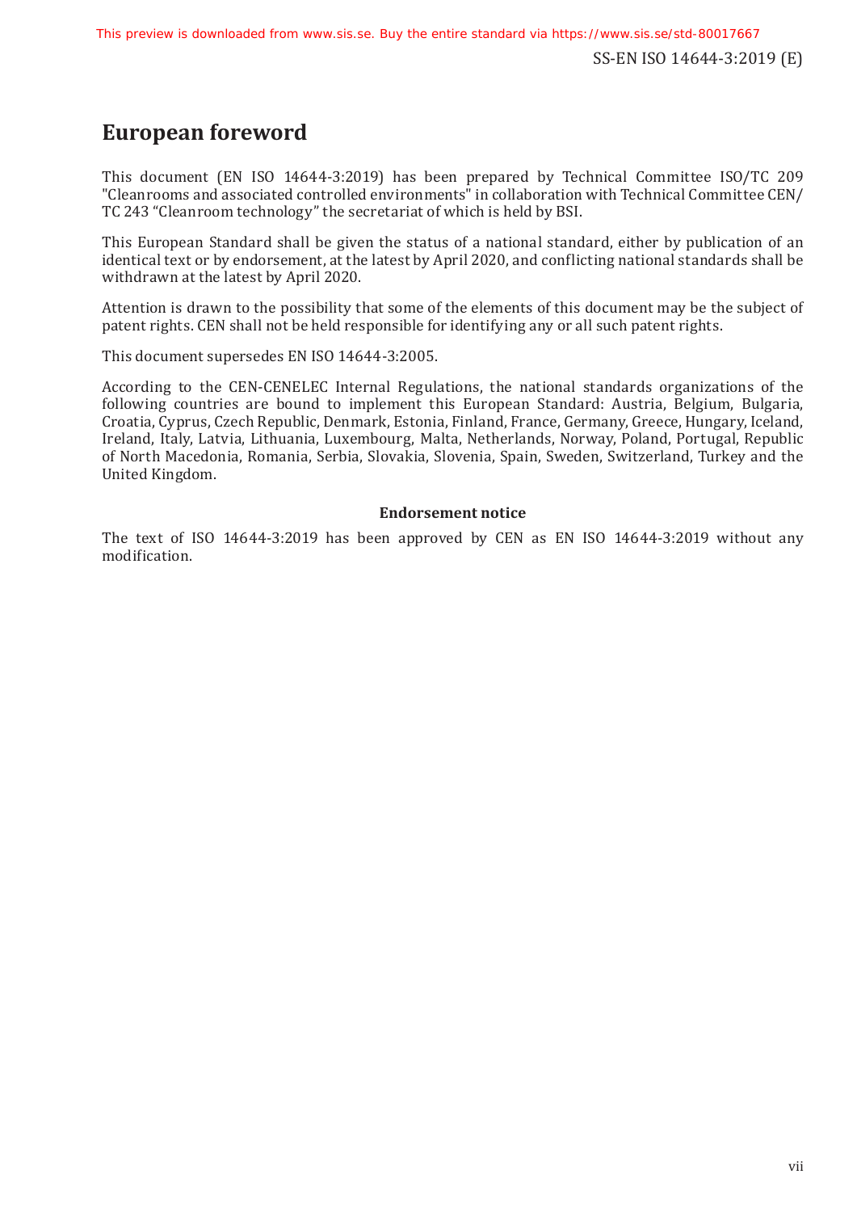# European foreword

This document (EN ISO 14644-3:2019) has been prepared by Technical Committee ISO/TC 209 "Cleanrooms and associated controlled environments" in collaboration with Technical Committee CEN/TC 243 “Cleanroom technology” the secretariat of which is held by BSI.

This European Standard shall be given the status of a national standard, either by publication of an identical text or by endorsement, at the latest by April 2020, and conflicting national standards shall be withdrawn at the latest by April 2020.

Attention is drawn to the possibility that some of the elements of this document may be the subject of patent rights. CEN shall not be held responsible for identifying any or all such patent rights.

This document supersedes EN ISO 14644-3:2005.

According to the CEN-CENELEC Internal Regulations, the national standards organizations of the following countries are bound to implement this European Standard: Austria, Belgium, Bulgaria, Croatia, Cyprus, Czech Republic, Denmark, Estonia, Finland, France, Germany, Greece, Hungary, Iceland, Ireland, Italy, Latvia, Lithuania, Luxembourg, Malta, Netherlands, Norway, Poland, Portugal, Republic of North Macedonia, Romania, Serbia, Slovakia, Slovenia, Spain, Sweden, Switzerland, Turkey and the United Kingdom.

**Endorsement notice**

The text of ISO 14644-3:2019 has been approved by CEN as EN ISO 14644-3:2019 without any modification.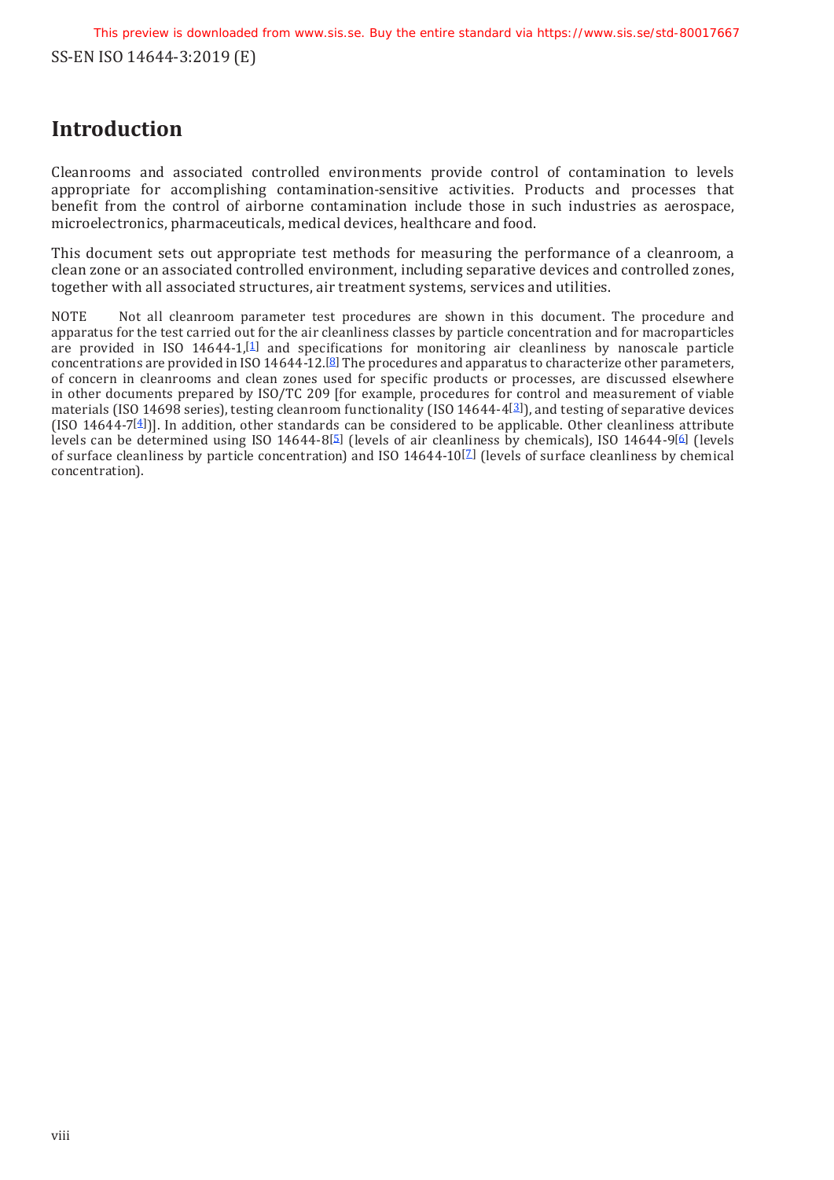# Introduction

Cleanrooms and associated controlled environments provide control of contamination to levels appropriate for accomplishing contamination-sensitive activities. Products and processes that benefit from the control of airborne contamination include those in such industries as aerospace, microelectronics, pharmaceuticals, medical devices, healthcare and food.

This document sets out appropriate test methods for measuring the performance of a cleanroom, a clean zone or an associated controlled environment, including separative devices and controlled zones, together with all associated structures, air treatment systems, services and utilities.

NOTE Not all cleanroom parameter test procedures are shown in this document. The procedure and apparatus for the test carried out for the air cleanliness classes by particle concentration and for macroparticles are provided in ISO 14644-1,[1] and specifications for monitoring air cleanliness by nanoscale particle concentrations are provided in ISO 14644-12.[8] The procedures and apparatus to characterize other parameters, of concern in cleanrooms and clean zones used for specific products or processes, are discussed elsewhere in other documents prepared by ISO/TC 209 [for example, procedures for control and measurement of viable materials (ISO 14698 series), testing cleanroom functionality (ISO 14644-4[3]), and testing of separative devices (ISO 14644-7[4])]. In addition, other standards can be considered to be applicable. Other cleanliness attribute levels can be determined using ISO 14644-8[5] (levels of air cleanliness by chemicals), ISO 14644-9[6] (levels of surface cleanliness by particle concentration) and ISO 14644-10[7] (levels of surface cleanliness by chemical concentration).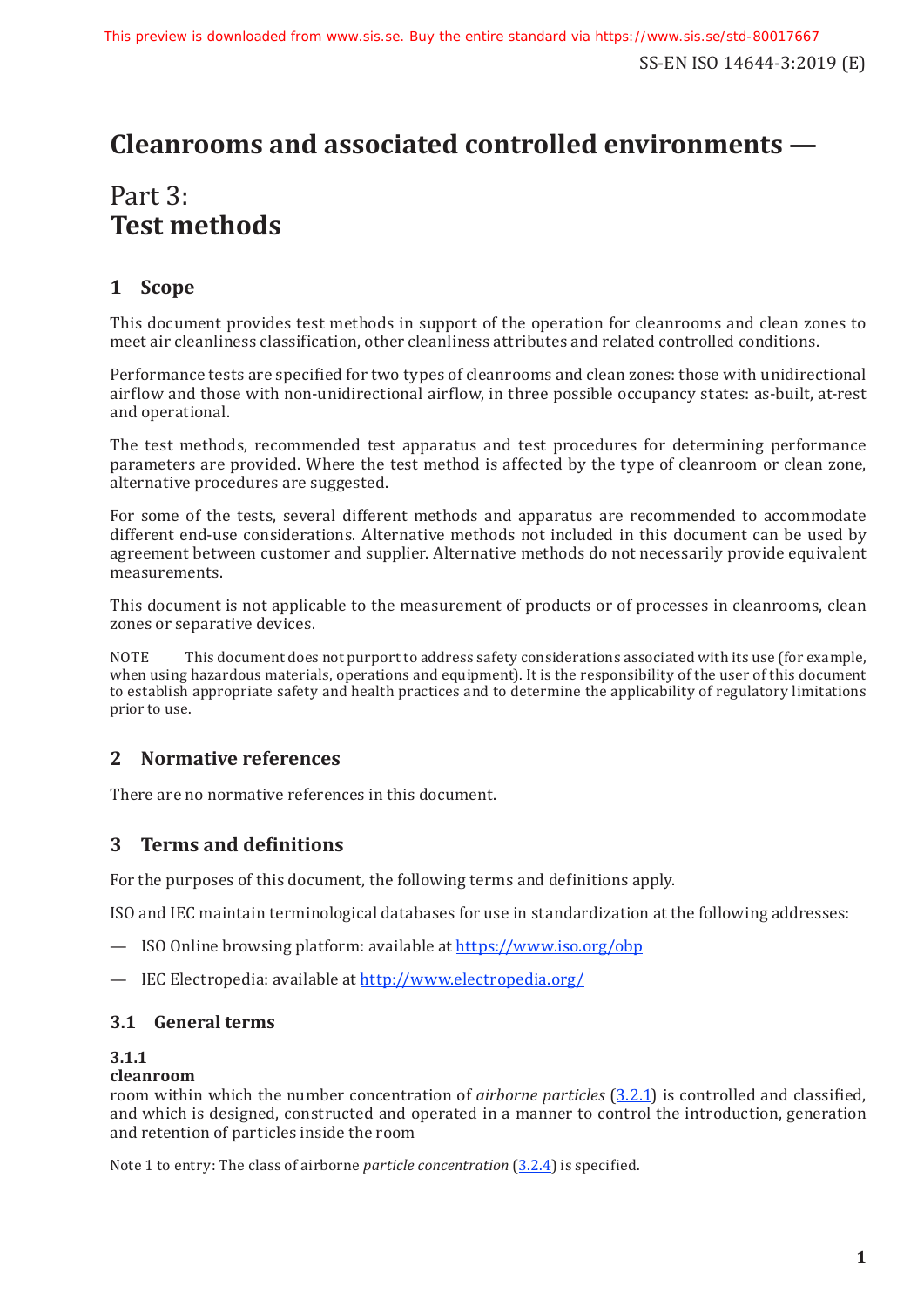# Cleanrooms and associated controlled environments —

## Part 3: Test methods

## 1 Scope

This document provides test methods in support of the operation for cleanrooms and clean zones to meet air cleanliness classification, other cleanliness attributes and related controlled conditions.

Performance tests are specified for two types of cleanrooms and clean zones: those with unidirectional airflow and those with non-unidirectional airflow, in three possible occupancy states: as-built, at-rest and operational.

The test methods, recommended test apparatus and test procedures for determining performance parameters are provided. Where the test method is affected by the type of cleanroom or clean zone, alternative procedures are suggested.

For some of the tests, several different methods and apparatus are recommended to accommodate different end-use considerations. Alternative methods not included in this document can be used by agreement between customer and supplier. Alternative methods do not necessarily provide equivalent measurements.

This document is not applicable to the measurement of products or of processes in cleanrooms, clean zones or separative devices.

NOTE This document does not purport to address safety considerations associated with its use (for example, when using hazardous materials, operations and equipment). It is the responsibility of the user of this document to establish appropriate safety and health practices and to determine the applicability of regulatory limitations prior to use.

## 2 Normative references

There are no normative references in this document.

## 3 Terms and definitions

For the purposes of this document, the following terms and definitions apply.

ISO and IEC maintain terminological databases for use in standardization at the following addresses:

— ISO Online browsing platform: available at https://www.iso.org/obp

— IEC Electropedia: available at http://www.electropedia.org/

### 3.1 General terms

**3.1.1**
**cleanroom**
room within which the number concentration of *airborne particles* (3.2.1) is controlled and classified, and which is designed, constructed and operated in a manner to control the introduction, generation and retention of particles inside the room

Note 1 to entry: The class of airborne *particle concentration* (3.2.4) is specified.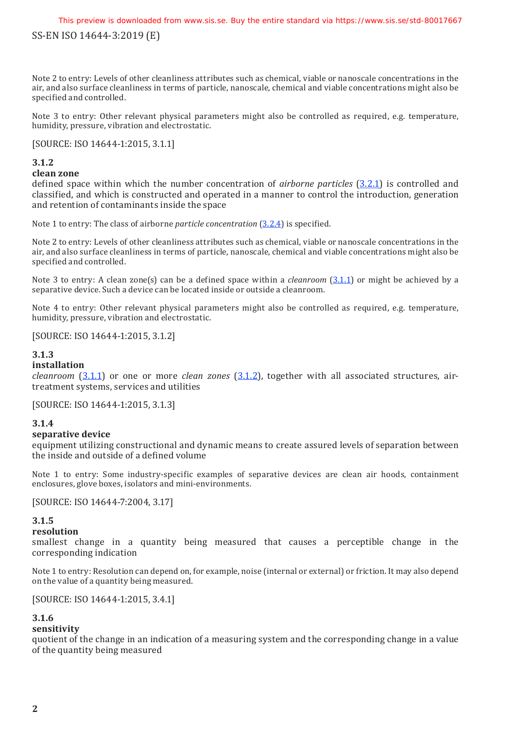Note 2 to entry: Levels of other cleanliness attributes such as chemical, viable or nanoscale concentrations in the air, and also surface cleanliness in terms of particle, nanoscale, chemical and viable concentrations might also be specified and controlled.

Note 3 to entry: Other relevant physical parameters might also be controlled as required, e.g. temperature, humidity, pressure, vibration and electrostatic.

[SOURCE: ISO 14644-1:2015, 3.1.1]

### 3.1.2
**clean zone**

defined space within which the number concentration of *airborne particles* (3.2.1) is controlled and classified, and which is constructed and operated in a manner to control the introduction, generation and retention of contaminants inside the space

Note 1 to entry: The class of airborne *particle concentration* (3.2.4) is specified.

Note 2 to entry: Levels of other cleanliness attributes such as chemical, viable or nanoscale concentrations in the air, and also surface cleanliness in terms of particle, nanoscale, chemical and viable concentrations might also be specified and controlled.

Note 3 to entry: A clean zone(s) can be a defined space within a *cleanroom* (3.1.1) or might be achieved by a separative device. Such a device can be located inside or outside a cleanroom.

Note 4 to entry: Other relevant physical parameters might also be controlled as required, e.g. temperature, humidity, pressure, vibration and electrostatic.

[SOURCE: ISO 14644-1:2015, 3.1.2]

### 3.1.3
**installation**

*cleanroom* (3.1.1) or one or more *clean zones* (3.1.2), together with all associated structures, air-treatment systems, services and utilities

[SOURCE: ISO 14644-1:2015, 3.1.3]

### 3.1.4
**separative device**

equipment utilizing constructional and dynamic means to create assured levels of separation between the inside and outside of a defined volume

Note 1 to entry: Some industry-specific examples of separative devices are clean air hoods, containment enclosures, glove boxes, isolators and mini-environments.

[SOURCE: ISO 14644-7:2004, 3.17]

### 3.1.5
**resolution**

smallest change in a quantity being measured that causes a perceptible change in the corresponding indication

Note 1 to entry: Resolution can depend on, for example, noise (internal or external) or friction. It may also depend on the value of a quantity being measured.

[SOURCE: ISO 14644-1:2015, 3.4.1]

### 3.1.6
**sensitivity**

quotient of the change in an indication of a measuring system and the corresponding change in a value of the quantity being measured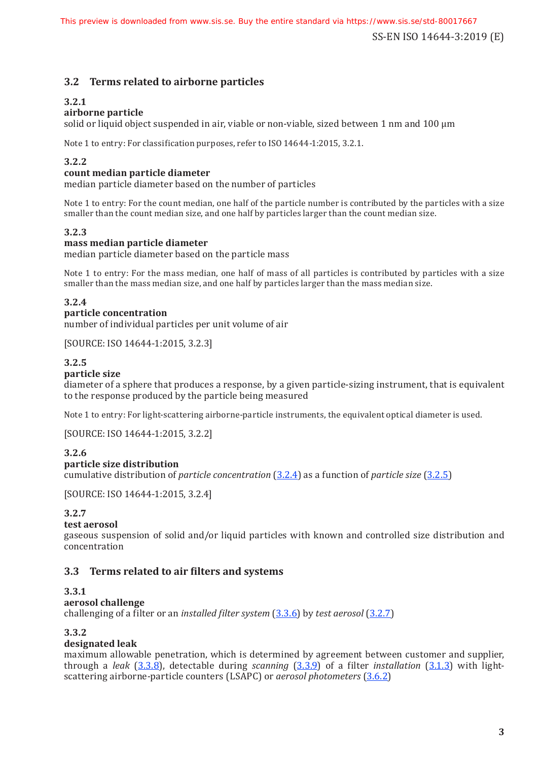## 3.2 Terms related to airborne particles

**3.2.1**
**airborne particle**
solid or liquid object suspended in air, viable or non-viable, sized between 1 nm and 100 µm

Note 1 to entry: For classification purposes, refer to ISO 14644-1:2015, 3.2.1.

**3.2.2**
**count median particle diameter**
median particle diameter based on the number of particles

Note 1 to entry: For the count median, one half of the particle number is contributed by the particles with a size smaller than the count median size, and one half by particles larger than the count median size.

**3.2.3**
**mass median particle diameter**
median particle diameter based on the particle mass

Note 1 to entry: For the mass median, one half of mass of all particles is contributed by particles with a size smaller than the mass median size, and one half by particles larger than the mass median size.

**3.2.4**
**particle concentration**
number of individual particles per unit volume of air

[SOURCE: ISO 14644-1:2015, 3.2.3]

**3.2.5**
**particle size**
diameter of a sphere that produces a response, by a given particle-sizing instrument, that is equivalent to the response produced by the particle being measured

Note 1 to entry: For light-scattering airborne-particle instruments, the equivalent optical diameter is used.

[SOURCE: ISO 14644-1:2015, 3.2.2]

**3.2.6**
**particle size distribution**
cumulative distribution of *particle concentration* (3.2.4) as a function of *particle size* (3.2.5)

[SOURCE: ISO 14644-1:2015, 3.2.4]

**3.2.7**
**test aerosol**
gaseous suspension of solid and/or liquid particles with known and controlled size distribution and concentration

## 3.3 Terms related to air filters and systems

**3.3.1**
**aerosol challenge**
challenging of a filter or an *installed filter system* (3.3.6) by *test aerosol* (3.2.7)

**3.3.2**
**designated leak**
maximum allowable penetration, which is determined by agreement between customer and supplier, through a *leak* (3.3.8), detectable during *scanning* (3.3.9) of a filter *installation* (3.1.3) with light-scattering airborne-particle counters (LSAPC) or *aerosol photometers* (3.6.2)